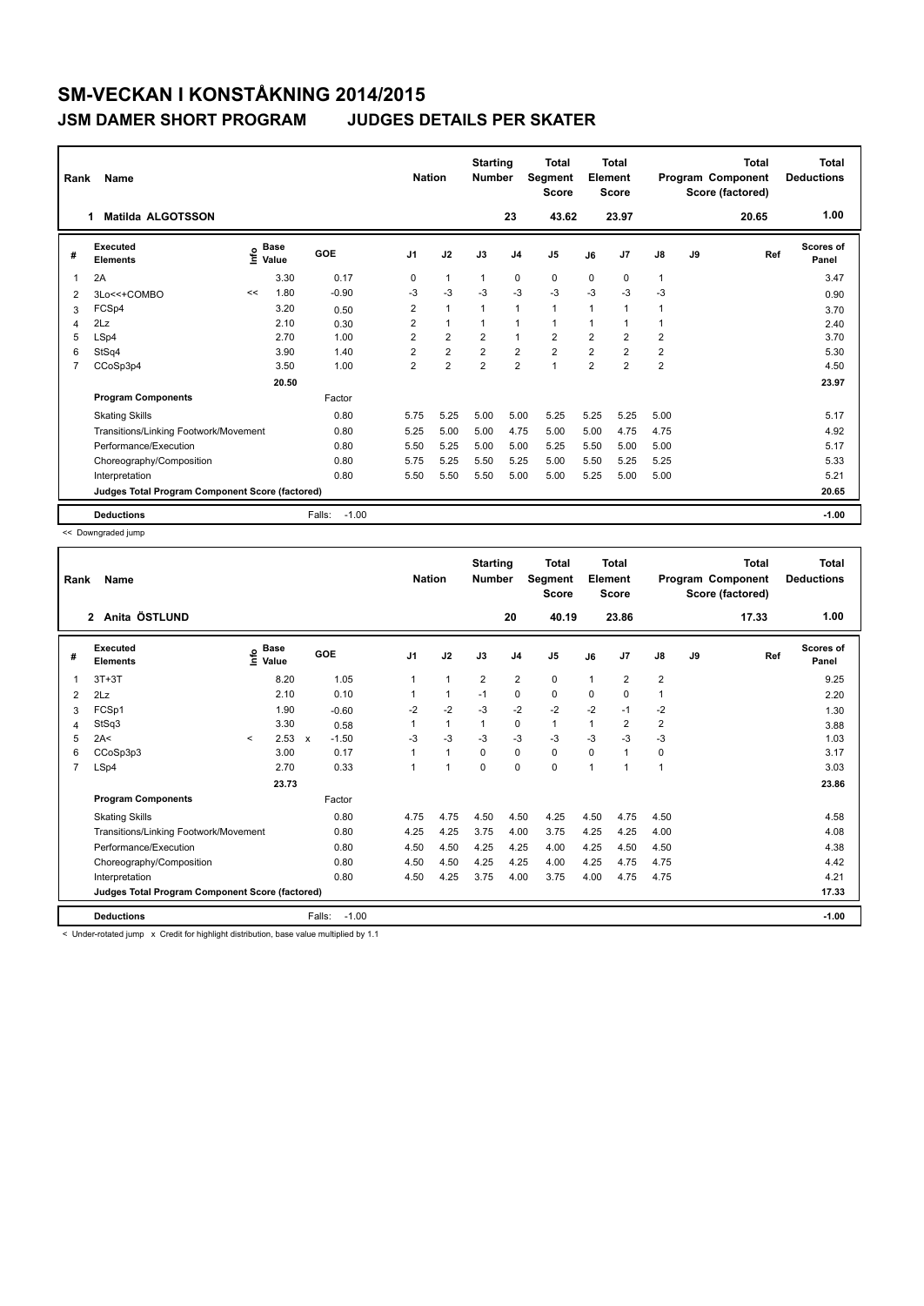# SM-VECKAN I KONSTÅKNING 2014/2015

## JSM DAMER SHORT PROGRAM JUDGES DETAILS PER SKATER

| Rank | Name | Nation | Starting Number | Total Segment Score | Total Element Score | Total Program Component Score (factored) | Total Deductions |
|---|---|---|---|---|---|---|---|
| 1 | Matilda ALGOTSSON | | 23 | 43.62 | 23.97 | 20.65 | 1.00 |

| # | Executed Elements | Info | Base Value | GOE | J1 | J2 | J3 | J4 | J5 | J6 | J7 | J8 | J9 | Ref | Scores of Panel |
|---|---|---|---|---|---|---|---|---|---|---|---|---|---|---|---|
| 1 | 2A | | 3.30 | 0.17 | 0 | 1 | 1 | 0 | 0 | 0 | 0 | 1 | | | 3.47 |
| 2 | 3Lo<<+COMBO | << | 1.80 | -0.90 | -3 | -3 | -3 | -3 | -3 | -3 | -3 | -3 | | | 0.90 |
| 3 | FCSp4 | | 3.20 | 0.50 | 2 | 1 | 1 | 1 | 1 | 1 | 1 | 1 | | | 3.70 |
| 4 | 2Lz | | 2.10 | 0.30 | 2 | 1 | 1 | 1 | 1 | 1 | 1 | 1 | | | 2.40 |
| 5 | LSp4 | | 2.70 | 1.00 | 2 | 2 | 2 | 1 | 2 | 2 | 2 | 2 | | | 3.70 |
| 6 | StSq4 | | 3.90 | 1.40 | 2 | 2 | 2 | 2 | 2 | 2 | 2 | 2 | | | 5.30 |
| 7 | CCoSp3p4 | | 3.50 | 1.00 | 2 | 2 | 2 | 2 | 1 | 2 | 2 | 2 | | | 4.50 |
| | | | 20.50 | | | | | | | | | | | | 23.97 |
| | **Program Components** | | | Factor | | | | | | | | | | | |
| | Skating Skills | | | 0.80 | 5.75 | 5.25 | 5.00 | 5.00 | 5.25 | 5.25 | 5.25 | 5.00 | | | 5.17 |
| | Transitions/Linking Footwork/Movement | | | 0.80 | 5.25 | 5.00 | 5.00 | 4.75 | 5.00 | 5.00 | 4.75 | 4.75 | | | 4.92 |
| | Performance/Execution | | | 0.80 | 5.50 | 5.25 | 5.00 | 5.00 | 5.25 | 5.50 | 5.00 | 5.00 | | | 5.17 |
| | Choreography/Composition | | | 0.80 | 5.75 | 5.25 | 5.50 | 5.25 | 5.00 | 5.50 | 5.25 | 5.25 | | | 5.33 |
| | Interpretation | | | 0.80 | 5.50 | 5.50 | 5.50 | 5.00 | 5.00 | 5.25 | 5.00 | 5.00 | | | 5.21 |
| | Judges Total Program Component Score (factored) | | | | | | | | | | | | | | 20.65 |
| | **Deductions** | | | Falls: -1.00 | | | | | | | | | | | -1.00 |

<< Downgraded jump

| Rank | Name | Nation | Starting Number | Total Segment Score | Total Element Score | Total Program Component Score (factored) | Total Deductions |
|---|---|---|---|---|---|---|---|
| 2 | Anita ÖSTLUND | | 20 | 40.19 | 23.86 | 17.33 | 1.00 |

| # | Executed Elements | Info | Base Value | GOE | J1 | J2 | J3 | J4 | J5 | J6 | J7 | J8 | J9 | Ref | Scores of Panel |
|---|---|---|---|---|---|---|---|---|---|---|---|---|---|---|---|
| 1 | 3T+3T | | 8.20 | 1.05 | 1 | 1 | 2 | 2 | 0 | 1 | 2 | 2 | | | 9.25 |
| 2 | 2Lz | | 2.10 | 0.10 | 1 | 1 | -1 | 0 | 0 | 0 | 0 | 1 | | | 2.20 |
| 3 | FCSp1 | | 1.90 | -0.60 | -2 | -2 | -3 | -2 | -2 | -2 | -1 | -2 | | | 1.30 |
| 4 | StSq3 | | 3.30 | 0.58 | 1 | 1 | 1 | 0 | 1 | 1 | 2 | 2 | | | 3.88 |
| 5 | 2A< | < | 2.53 x | -1.50 | -3 | -3 | -3 | -3 | -3 | -3 | -3 | -3 | | | 1.03 |
| 6 | CCoSp3p3 | | 3.00 | 0.17 | 1 | 1 | 0 | 0 | 0 | 0 | 1 | 0 | | | 3.17 |
| 7 | LSp4 | | 2.70 | 0.33 | 1 | 1 | 0 | 0 | 0 | 1 | 1 | 1 | | | 3.03 |
| | | | 23.73 | | | | | | | | | | | | 23.86 |
| | **Program Components** | | | Factor | | | | | | | | | | | |
| | Skating Skills | | | 0.80 | 4.75 | 4.75 | 4.50 | 4.50 | 4.25 | 4.50 | 4.75 | 4.50 | | | 4.58 |
| | Transitions/Linking Footwork/Movement | | | 0.80 | 4.25 | 4.25 | 3.75 | 4.00 | 3.75 | 4.25 | 4.25 | 4.00 | | | 4.08 |
| | Performance/Execution | | | 0.80 | 4.50 | 4.50 | 4.25 | 4.25 | 4.00 | 4.25 | 4.50 | 4.50 | | | 4.38 |
| | Choreography/Composition | | | 0.80 | 4.50 | 4.50 | 4.25 | 4.25 | 4.00 | 4.25 | 4.75 | 4.75 | | | 4.42 |
| | Interpretation | | | 0.80 | 4.50 | 4.25 | 3.75 | 4.00 | 3.75 | 4.00 | 4.75 | 4.75 | | | 4.21 |
| | Judges Total Program Component Score (factored) | | | | | | | | | | | | | | 17.33 |
| | **Deductions** | | | Falls: -1.00 | | | | | | | | | | | -1.00 |

< Under-rotated jump x Credit for highlight distribution, base value multiplied by 1.1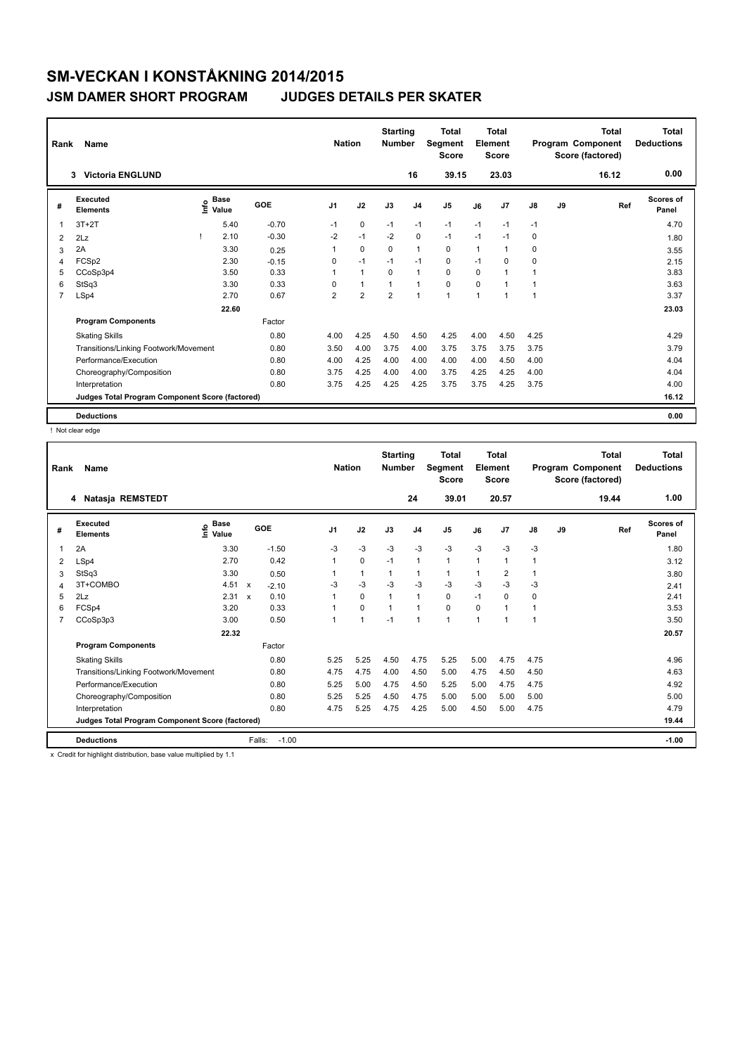# SM-VECKAN I KONSTÅKNING 2014/2015

## JSM DAMER SHORT PROGRAM    JUDGES DETAILS PER SKATER

| Rank | Name | Nation | Starting Number | Total Segment Score | Total Element Score | Total Program Component Score (factored) | Total Deductions |
|---|---|---|---|---|---|---|---|
| 3 | Victoria ENGLUND | | 16 | 39.15 | 23.03 | 16.12 | 0.00 |

| # | Executed Elements | Info | Base Value | GOE | J1 | J2 | J3 | J4 | J5 | J6 | J7 | J8 | J9 | Ref | Scores of Panel |
|---|---|---|---|---|---|---|---|---|---|---|---|---|---|---|---|
| 1 | 3T+2T | | 5.40 | -0.70 | -1 | 0 | -1 | -1 | -1 | -1 | -1 | -1 | | | 4.70 |
| 2 | 2Lz | ! | 2.10 | -0.30 | -2 | -1 | -2 | 0 | -1 | -1 | -1 | 0 | | | 1.80 |
| 3 | 2A | | 3.30 | 0.25 | 1 | 0 | 0 | 1 | 0 | 1 | 1 | 0 | | | 3.55 |
| 4 | FCSp2 | | 2.30 | -0.15 | 0 | -1 | -1 | -1 | 0 | -1 | 0 | 0 | | | 2.15 |
| 5 | CCoSp3p4 | | 3.50 | 0.33 | 1 | 1 | 0 | 1 | 0 | 0 | 1 | 1 | | | 3.83 |
| 6 | StSq3 | | 3.30 | 0.33 | 0 | 1 | 1 | 1 | 0 | 0 | 1 | 1 | | | 3.63 |
| 7 | LSp4 | | 2.70 | 0.67 | 2 | 2 | 2 | 1 | 1 | 1 | 1 | 1 | | | 3.37 |
| | | | 22.60 | | | | | | | | | | | | 23.03 |
| | **Program Components** | | | Factor | | | | | | | | | | | |
| | Skating Skills | | | 0.80 | 4.00 | 4.25 | 4.50 | 4.50 | 4.25 | 4.00 | 4.50 | 4.25 | | | 4.29 |
| | Transitions/Linking Footwork/Movement | | | 0.80 | 3.50 | 4.00 | 3.75 | 4.00 | 3.75 | 3.75 | 3.75 | 3.75 | | | 3.79 |
| | Performance/Execution | | | 0.80 | 4.00 | 4.25 | 4.00 | 4.00 | 4.00 | 4.00 | 4.50 | 4.00 | | | 4.04 |
| | Choreography/Composition | | | 0.80 | 3.75 | 4.25 | 4.00 | 4.00 | 3.75 | 4.25 | 4.25 | 4.00 | | | 4.04 |
| | Interpretation | | | 0.80 | 3.75 | 4.25 | 4.25 | 4.25 | 3.75 | 3.75 | 4.25 | 3.75 | | | 4.00 |
| | **Judges Total Program Component Score (factored)** | | | | | | | | | | | | | | 16.12 |
| | **Deductions** | | | | | | | | | | | | | | 0.00 |

! Not clear edge

| Rank | Name | Nation | Starting Number | Total Segment Score | Total Element Score | Total Program Component Score (factored) | Total Deductions |
|---|---|---|---|---|---|---|---|
| 4 | Natasja REMSTEDT | | 24 | 39.01 | 20.57 | 19.44 | 1.00 |

| # | Executed Elements | Info | Base Value | | GOE | J1 | J2 | J3 | J4 | J5 | J6 | J7 | J8 | J9 | Ref | Scores of Panel |
|---|---|---|---|---|---|---|---|---|---|---|---|---|---|---|---|---|
| 1 | 2A | | 3.30 | | -1.50 | -3 | -3 | -3 | -3 | -3 | -3 | -3 | -3 | | | 1.80 |
| 2 | LSp4 | | 2.70 | | 0.42 | 1 | 0 | -1 | 1 | 1 | 1 | 1 | 1 | | | 3.12 |
| 3 | StSq3 | | 3.30 | | 0.50 | 1 | 1 | 1 | 1 | 1 | 1 | 2 | 1 | | | 3.80 |
| 4 | 3T+COMBO | | 4.51 | x | -2.10 | -3 | -3 | -3 | -3 | -3 | -3 | -3 | -3 | | | 2.41 |
| 5 | 2Lz | | 2.31 | x | 0.10 | 1 | 0 | 1 | 1 | 0 | -1 | 0 | 0 | | | 2.41 |
| 6 | FCSp4 | | 3.20 | | 0.33 | 1 | 0 | 1 | 1 | 0 | 0 | 1 | 1 | | | 3.53 |
| 7 | CCoSp3p3 | | 3.00 | | 0.50 | 1 | 1 | -1 | 1 | 1 | 1 | 1 | 1 | | | 3.50 |
| | | | 22.32 | | | | | | | | | | | | | 20.57 |
| | **Program Components** | | | | Factor | | | | | | | | | | | |
| | Skating Skills | | | | 0.80 | 5.25 | 5.25 | 4.50 | 4.75 | 5.25 | 5.00 | 4.75 | 4.75 | | | 4.96 |
| | Transitions/Linking Footwork/Movement | | | | 0.80 | 4.75 | 4.75 | 4.00 | 4.50 | 5.00 | 4.75 | 4.50 | 4.50 | | | 4.63 |
| | Performance/Execution | | | | 0.80 | 5.25 | 5.00 | 4.75 | 4.50 | 5.25 | 5.00 | 4.75 | 4.75 | | | 4.92 |
| | Choreography/Composition | | | | 0.80 | 5.25 | 5.25 | 4.50 | 4.75 | 5.00 | 5.00 | 5.00 | 5.00 | | | 5.00 |
| | Interpretation | | | | 0.80 | 4.75 | 5.25 | 4.75 | 4.25 | 5.00 | 4.50 | 5.00 | 4.75 | | | 4.79 |
| | **Judges Total Program Component Score (factored)** | | | | | | | | | | | | | | | 19.44 |
| | **Deductions** | | | Falls: | -1.00 | | | | | | | | | | | -1.00 |

x Credit for highlight distribution, base value multiplied by 1.1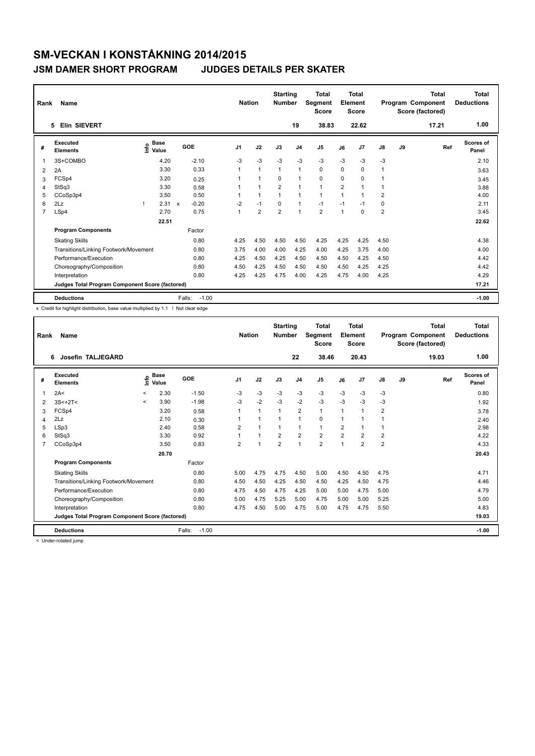# SM-VECKAN I KONSTÅKNING 2014/2015

## JSM DAMER SHORT PROGRAM JUDGES DETAILS PER SKATER

| Rank | Name | Nation | Starting Number | Total Segment Score | Total Element Score | Total Program Component Score (factored) | Total Deductions |
|---|---|---|---|---|---|---|---|
| 5 | Elin SIEVERT | | 19 | 38.83 | 22.62 | 17.21 | 1.00 |

| # | Executed Elements | Info | Base Value | | GOE | J1 | J2 | J3 | J4 | J5 | J6 | J7 | J8 | J9 | Ref | Scores of Panel |
|---|---|---|---|---|---|---|---|---|---|---|---|---|---|---|---|---|
| 1 | 3S+COMBO | | 4.20 | | -2.10 | -3 | -3 | -3 | -3 | -3 | -3 | -3 | -3 | | | 2.10 |
| 2 | 2A | | 3.30 | | 0.33 | 1 | 1 | 1 | 1 | 0 | 0 | 0 | 1 | | | 3.63 |
| 3 | FCSp4 | | 3.20 | | 0.25 | 1 | 1 | 0 | 1 | 0 | 0 | 0 | 1 | | | 3.45 |
| 4 | StSq3 | | 3.30 | | 0.58 | 1 | 1 | 2 | 1 | 1 | 2 | 1 | 1 | | | 3.88 |
| 5 | CCoSp3p4 | | 3.50 | | 0.50 | 1 | 1 | 1 | 1 | 1 | 1 | 1 | 2 | | | 4.00 |
| 6 | 2Lz | ! | 2.31 | x | -0.20 | -2 | -1 | 0 | 1 | -1 | -1 | -1 | 0 | | | 2.11 |
| 7 | LSp4 | | 2.70 | | 0.75 | 1 | 2 | 2 | 1 | 2 | 1 | 0 | 2 | | | 3.45 |
| | | | 22.51 | | | | | | | | | | | | | 22.62 |
| | **Program Components** | | | | Factor | | | | | | | | | | | |
| | Skating Skills | | | | 0.80 | 4.25 | 4.50 | 4.50 | 4.50 | 4.25 | 4.25 | 4.25 | 4.50 | | | 4.38 |
| | Transitions/Linking Footwork/Movement | | | | 0.80 | 3.75 | 4.00 | 4.00 | 4.25 | 4.00 | 4.25 | 3.75 | 4.00 | | | 4.00 |
| | Performance/Execution | | | | 0.80 | 4.25 | 4.50 | 4.25 | 4.50 | 4.50 | 4.50 | 4.25 | 4.50 | | | 4.42 |
| | Choreography/Composition | | | | 0.80 | 4.50 | 4.25 | 4.50 | 4.50 | 4.50 | 4.50 | 4.25 | 4.25 | | | 4.42 |
| | Interpretation | | | | 0.80 | 4.25 | 4.25 | 4.75 | 4.00 | 4.25 | 4.75 | 4.00 | 4.25 | | | 4.29 |
| | **Judges Total Program Component Score (factored)** | | | | | | | | | | | | | | | 17.21 |
| | **Deductions** | | | Falls: | -1.00 | | | | | | | | | | | -1.00 |

x Credit for highlight distribution, base value multiplied by 1.1 ! Not clear edge

| Rank | Name | Nation | Starting Number | Total Segment Score | Total Element Score | Total Program Component Score (factored) | Total Deductions |
|---|---|---|---|---|---|---|---|
| 6 | Josefin TALJEGÅRD | | 22 | 38.46 | 20.43 | 19.03 | 1.00 |

| # | Executed Elements | Info | Base Value | GOE | J1 | J2 | J3 | J4 | J5 | J6 | J7 | J8 | J9 | Ref | Scores of Panel |
|---|---|---|---|---|---|---|---|---|---|---|---|---|---|---|---|
| 1 | 2A< | < | 2.30 | -1.50 | -3 | -3 | -3 | -3 | -3 | -3 | -3 | -3 | | | 0.80 |
| 2 | 3S<+2T< | < | 3.90 | -1.98 | -3 | -2 | -3 | -2 | -3 | -3 | -3 | -3 | | | 1.92 |
| 3 | FCSp4 | | 3.20 | 0.58 | 1 | 1 | 1 | 2 | 1 | 1 | 1 | 2 | | | 3.78 |
| 4 | 2Lz | | 2.10 | 0.30 | 1 | 1 | 1 | 1 | 0 | 1 | 1 | 1 | | | 2.40 |
| 5 | LSp3 | | 2.40 | 0.58 | 2 | 1 | 1 | 1 | 1 | 2 | 1 | 1 | | | 2.98 |
| 6 | StSq3 | | 3.30 | 0.92 | 1 | 1 | 2 | 2 | 2 | 2 | 2 | 2 | | | 4.22 |
| 7 | CCoSp3p4 | | 3.50 | 0.83 | 2 | 1 | 2 | 1 | 2 | 1 | 2 | 2 | | | 4.33 |
| | | | 20.70 | | | | | | | | | | | | 20.43 |
| | **Program Components** | | | Factor | | | | | | | | | | | |
| | Skating Skills | | | 0.80 | 5.00 | 4.75 | 4.75 | 4.50 | 5.00 | 4.50 | 4.50 | 4.75 | | | 4.71 |
| | Transitions/Linking Footwork/Movement | | | 0.80 | 4.50 | 4.50 | 4.25 | 4.50 | 4.50 | 4.25 | 4.50 | 4.75 | | | 4.46 |
| | Performance/Execution | | | 0.80 | 4.75 | 4.50 | 4.75 | 4.25 | 5.00 | 5.00 | 4.75 | 5.00 | | | 4.79 |
| | Choreography/Composition | | | 0.80 | 5.00 | 4.75 | 5.25 | 5.00 | 4.75 | 5.00 | 5.00 | 5.25 | | | 5.00 |
| | Interpretation | | | 0.80 | 4.75 | 4.50 | 5.00 | 4.75 | 5.00 | 4.75 | 4.75 | 5.50 | | | 4.83 |
| | **Judges Total Program Component Score (factored)** | | | | | | | | | | | | | | 19.03 |
| | **Deductions** | | Falls: | -1.00 | | | | | | | | | | | -1.00 |

< Under-rotated jump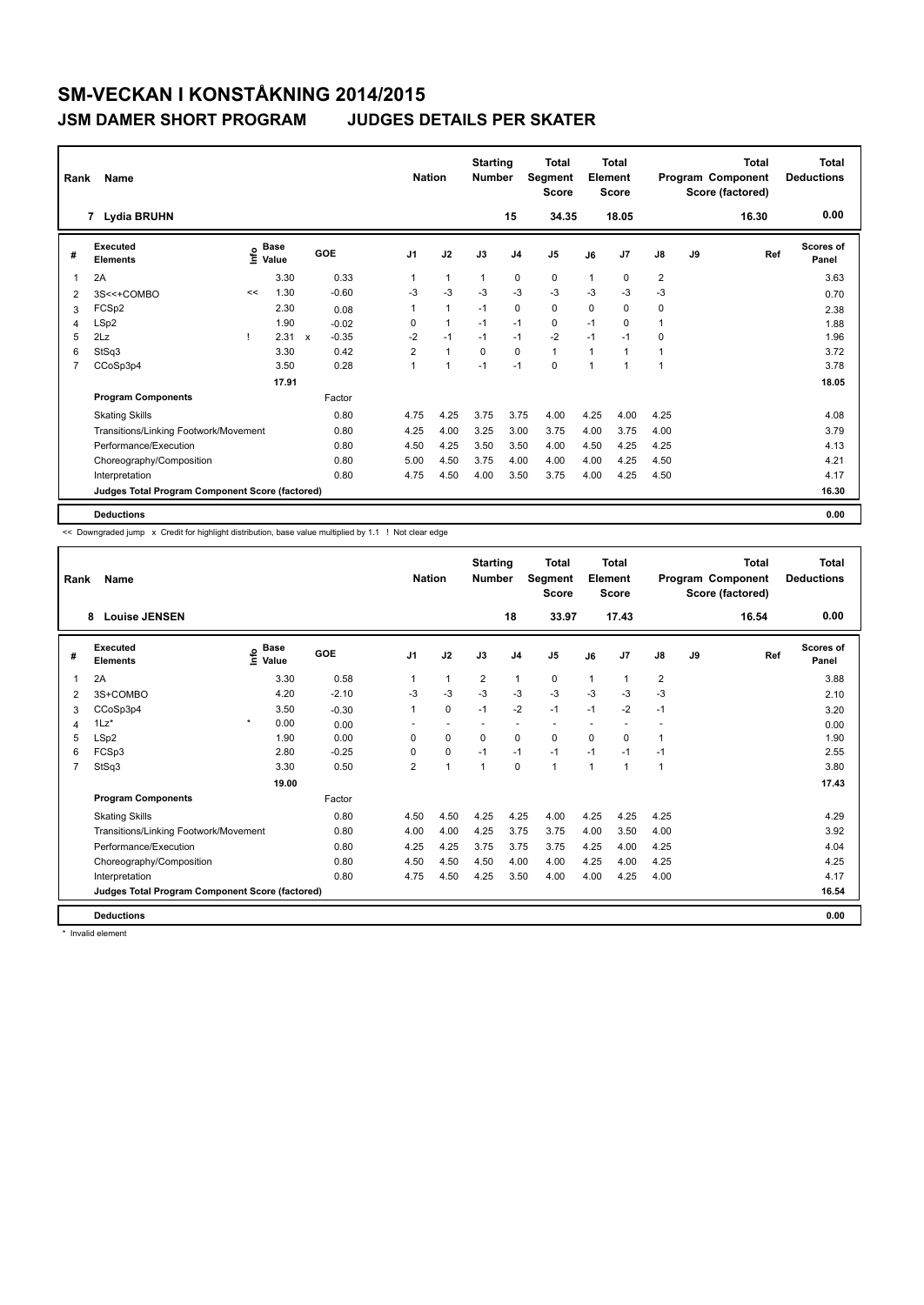# SM-VECKAN I KONSTÅKNING 2014/2015

## JSM DAMER SHORT PROGRAM JUDGES DETAILS PER SKATER

| Rank | Name | Nation | Starting Number | Total Segment Score | Total Element Score | Total Program Component Score (factored) | Total Deductions |
|---|---|---|---|---|---|---|---|
| 7 | Lydia BRUHN | | 15 | 34.35 | 18.05 | 16.30 | 0.00 |

| # | Executed Elements | Info | Base Value | | GOE | J1 | J2 | J3 | J4 | J5 | J6 | J7 | J8 | J9 | Ref | Scores of Panel |
|---|---|---|---|---|---|---|---|---|---|---|---|---|---|---|---|---|
| 1 | 2A | | 3.30 | | 0.33 | 1 | 1 | 1 | 0 | 0 | 1 | 0 | 2 | | | 3.63 |
| 2 | 3S<<+COMBO | << | 1.30 | | -0.60 | -3 | -3 | -3 | -3 | -3 | -3 | -3 | -3 | | | 0.70 |
| 3 | FCSp2 | | 2.30 | | 0.08 | 1 | 1 | -1 | 0 | 0 | 0 | 0 | 0 | | | 2.38 |
| 4 | LSp2 | | 1.90 | | -0.02 | 0 | 1 | -1 | -1 | 0 | -1 | 0 | 1 | | | 1.88 |
| 5 | 2Lz | ! | 2.31 | x | -0.35 | -2 | -1 | -1 | -1 | -2 | -1 | -1 | 0 | | | 1.96 |
| 6 | StSq3 | | 3.30 | | 0.42 | 2 | 1 | 0 | 0 | 1 | 1 | 1 | 1 | | | 3.72 |
| 7 | CCoSp3p4 | | 3.50 | | 0.28 | 1 | 1 | -1 | -1 | 0 | 1 | 1 | 1 | | | 3.78 |
| | | | 17.91 | | | | | | | | | | | | | 18.05 |
| | **Program Components** | | | | Factor | | | | | | | | | | | |
| | Skating Skills | | | | 0.80 | 4.75 | 4.25 | 3.75 | 3.75 | 4.00 | 4.25 | 4.00 | 4.25 | | | 4.08 |
| | Transitions/Linking Footwork/Movement | | | | 0.80 | 4.25 | 4.00 | 3.25 | 3.00 | 3.75 | 4.00 | 3.75 | 4.00 | | | 3.79 |
| | Performance/Execution | | | | 0.80 | 4.50 | 4.25 | 3.50 | 3.50 | 4.00 | 4.50 | 4.25 | 4.25 | | | 4.13 |
| | Choreography/Composition | | | | 0.80 | 5.00 | 4.50 | 3.75 | 4.00 | 4.00 | 4.00 | 4.25 | 4.50 | | | 4.21 |
| | Interpretation | | | | 0.80 | 4.75 | 4.50 | 4.00 | 3.50 | 3.75 | 4.00 | 4.25 | 4.50 | | | 4.17 |
| | **Judges Total Program Component Score (factored)** | | | | | | | | | | | | | | | 16.30 |
| | **Deductions** | | | | | | | | | | | | | | | 0.00 |

<< Downgraded jump x Credit for highlight distribution, base value multiplied by 1.1 ! Not clear edge

| Rank | Name | Nation | Starting Number | Total Segment Score | Total Element Score | Total Program Component Score (factored) | Total Deductions |
|---|---|---|---|---|---|---|---|
| 8 | Louise JENSEN | | 18 | 33.97 | 17.43 | 16.54 | 0.00 |

| # | Executed Elements | Info | Base Value | GOE | J1 | J2 | J3 | J4 | J5 | J6 | J7 | J8 | J9 | Ref | Scores of Panel |
|---|---|---|---|---|---|---|---|---|---|---|---|---|---|---|---|
| 1 | 2A | | 3.30 | 0.58 | 1 | 1 | 2 | 1 | 0 | 1 | 1 | 2 | | | 3.88 |
| 2 | 3S+COMBO | | 4.20 | -2.10 | -3 | -3 | -3 | -3 | -3 | -3 | -3 | -3 | | | 2.10 |
| 3 | CCoSp3p4 | | 3.50 | -0.30 | 1 | 0 | -1 | -2 | -1 | -1 | -2 | -1 | | | 3.20 |
| 4 | 1Lz* | * | 0.00 | 0.00 | - | - | - | - | - | - | - | - | | | 0.00 |
| 5 | LSp2 | | 1.90 | 0.00 | 0 | 0 | 0 | 0 | 0 | 0 | 0 | 1 | | | 1.90 |
| 6 | FCSp3 | | 2.80 | -0.25 | 0 | 0 | -1 | -1 | -1 | -1 | -1 | -1 | | | 2.55 |
| 7 | StSq3 | | 3.30 | 0.50 | 2 | 1 | 1 | 0 | 1 | 1 | 1 | 1 | | | 3.80 |
| | | | 19.00 | | | | | | | | | | | | 17.43 |
| | **Program Components** | | | Factor | | | | | | | | | | | |
| | Skating Skills | | | 0.80 | 4.50 | 4.50 | 4.25 | 4.25 | 4.00 | 4.25 | 4.25 | 4.25 | | | 4.29 |
| | Transitions/Linking Footwork/Movement | | | 0.80 | 4.00 | 4.00 | 4.25 | 3.75 | 3.75 | 4.00 | 3.50 | 4.00 | | | 3.92 |
| | Performance/Execution | | | 0.80 | 4.25 | 4.25 | 3.75 | 3.75 | 3.75 | 4.25 | 4.00 | 4.25 | | | 4.04 |
| | Choreography/Composition | | | 0.80 | 4.50 | 4.50 | 4.50 | 4.00 | 4.00 | 4.25 | 4.00 | 4.25 | | | 4.25 |
| | Interpretation | | | 0.80 | 4.75 | 4.50 | 4.25 | 3.50 | 4.00 | 4.00 | 4.25 | 4.00 | | | 4.17 |
| | **Judges Total Program Component Score (factored)** | | | | | | | | | | | | | | 16.54 |
| | **Deductions** | | | | | | | | | | | | | | 0.00 |

* Invalid element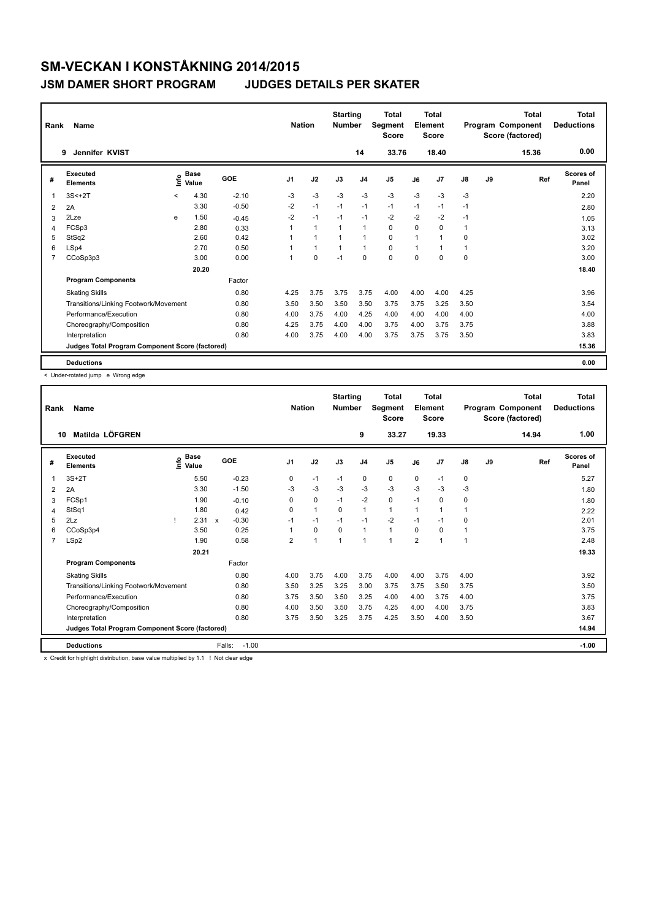# SM-VECKAN I KONSTÅKNING 2014/2015

## JSM DAMER SHORT PROGRAM     JUDGES DETAILS PER SKATER

| Rank | Name | Nation | Starting Number | Total Segment Score | Total Element Score | Total Program Component Score (factored) | Total Deductions |
|---|---|---|---|---|---|---|---|
| 9 | Jennifer KVIST | | 14 | 33.76 | 18.40 | 15.36 | 0.00 |

| # | Executed Elements | Info | Base Value | GOE | J1 | J2 | J3 | J4 | J5 | J6 | J7 | J8 | J9 | Ref | Scores of Panel |
|---|---|---|---|---|---|---|---|---|---|---|---|---|---|---|---|
| 1 | 3S<+2T | < | 4.30 | -2.10 | -3 | -3 | -3 | -3 | -3 | -3 | -3 | -3 | | | 2.20 |
| 2 | 2A | | 3.30 | -0.50 | -2 | -1 | -1 | -1 | -1 | -1 | -1 | -1 | | | 2.80 |
| 3 | 2Lze | e | 1.50 | -0.45 | -2 | -1 | -1 | -1 | -2 | -2 | -2 | -1 | | | 1.05 |
| 4 | FCSp3 | | 2.80 | 0.33 | 1 | 1 | 1 | 1 | 0 | 0 | 0 | 1 | | | 3.13 |
| 5 | StSq2 | | 2.60 | 0.42 | 1 | 1 | 1 | 1 | 0 | 1 | 1 | 0 | | | 3.02 |
| 6 | LSp4 | | 2.70 | 0.50 | 1 | 1 | 1 | 1 | 0 | 1 | 1 | 1 | | | 3.20 |
| 7 | CCoSp3p3 | | 3.00 | 0.00 | 1 | 0 | -1 | 0 | 0 | 0 | 0 | 0 | | | 3.00 |
| | | | 20.20 | | | | | | | | | | | | 18.40 |
| | **Program Components** | | | Factor | | | | | | | | | | | |
| | Skating Skills | | | 0.80 | 4.25 | 3.75 | 3.75 | 3.75 | 4.00 | 4.00 | 4.00 | 4.25 | | | 3.96 |
| | Transitions/Linking Footwork/Movement | | | 0.80 | 3.50 | 3.50 | 3.50 | 3.50 | 3.75 | 3.75 | 3.25 | 3.50 | | | 3.54 |
| | Performance/Execution | | | 0.80 | 4.00 | 3.75 | 4.00 | 4.25 | 4.00 | 4.00 | 4.00 | 4.00 | | | 4.00 |
| | Choreography/Composition | | | 0.80 | 4.25 | 3.75 | 4.00 | 4.00 | 3.75 | 4.00 | 3.75 | 3.75 | | | 3.88 |
| | Interpretation | | | 0.80 | 4.00 | 3.75 | 4.00 | 4.00 | 3.75 | 3.75 | 3.75 | 3.50 | | | 3.83 |
| | **Judges Total Program Component Score (factored)** | | | | | | | | | | | | | | 15.36 |
| | **Deductions** | | | | | | | | | | | | | | 0.00 |

< Under-rotated jump   e Wrong edge

| Rank | Name | Nation | Starting Number | Total Segment Score | Total Element Score | Total Program Component Score (factored) | Total Deductions |
|---|---|---|---|---|---|---|---|
| 10 | Matilda LÖFGREN | | 9 | 33.27 | 19.33 | 14.94 | 1.00 |

| # | Executed Elements | Info | Base Value | | GOE | J1 | J2 | J3 | J4 | J5 | J6 | J7 | J8 | J9 | Ref | Scores of Panel |
|---|---|---|---|---|---|---|---|---|---|---|---|---|---|---|---|---|
| 1 | 3S+2T | | 5.50 | | -0.23 | 0 | -1 | -1 | 0 | 0 | 0 | -1 | 0 | | | 5.27 |
| 2 | 2A | | 3.30 | | -1.50 | -3 | -3 | -3 | -3 | -3 | -3 | -3 | -3 | | | 1.80 |
| 3 | FCSp1 | | 1.90 | | -0.10 | 0 | 0 | -1 | -2 | 0 | -1 | 0 | 0 | | | 1.80 |
| 4 | StSq1 | | 1.80 | | 0.42 | 0 | 1 | 0 | 1 | 1 | 1 | 1 | 1 | | | 2.22 |
| 5 | 2Lz | ! | 2.31 | x | -0.30 | -1 | -1 | -1 | -1 | -2 | -1 | -1 | 0 | | | 2.01 |
| 6 | CCoSp3p4 | | 3.50 | | 0.25 | 1 | 0 | 0 | 1 | 1 | 0 | 0 | 1 | | | 3.75 |
| 7 | LSp2 | | 1.90 | | 0.58 | 2 | 1 | 1 | 1 | 1 | 2 | 1 | 1 | | | 2.48 |
| | | | 20.21 | | | | | | | | | | | | | 19.33 |
| | **Program Components** | | | | Factor | | | | | | | | | | | |
| | Skating Skills | | | | 0.80 | 4.00 | 3.75 | 4.00 | 3.75 | 4.00 | 4.00 | 3.75 | 4.00 | | | 3.92 |
| | Transitions/Linking Footwork/Movement | | | | 0.80 | 3.50 | 3.25 | 3.25 | 3.00 | 3.75 | 3.75 | 3.50 | 3.75 | | | 3.50 |
| | Performance/Execution | | | | 0.80 | 3.75 | 3.50 | 3.50 | 3.25 | 4.00 | 4.00 | 3.75 | 4.00 | | | 3.75 |
| | Choreography/Composition | | | | 0.80 | 4.00 | 3.50 | 3.50 | 3.75 | 4.25 | 4.00 | 4.00 | 3.75 | | | 3.83 |
| | Interpretation | | | | 0.80 | 3.75 | 3.50 | 3.25 | 3.75 | 4.25 | 3.50 | 4.00 | 3.50 | | | 3.67 |
| | **Judges Total Program Component Score (factored)** | | | | | | | | | | | | | | | 14.94 |
| | **Deductions** | | | Falls: | -1.00 | | | | | | | | | | | -1.00 |

x Credit for highlight distribution, base value multiplied by 1.1   ! Not clear edge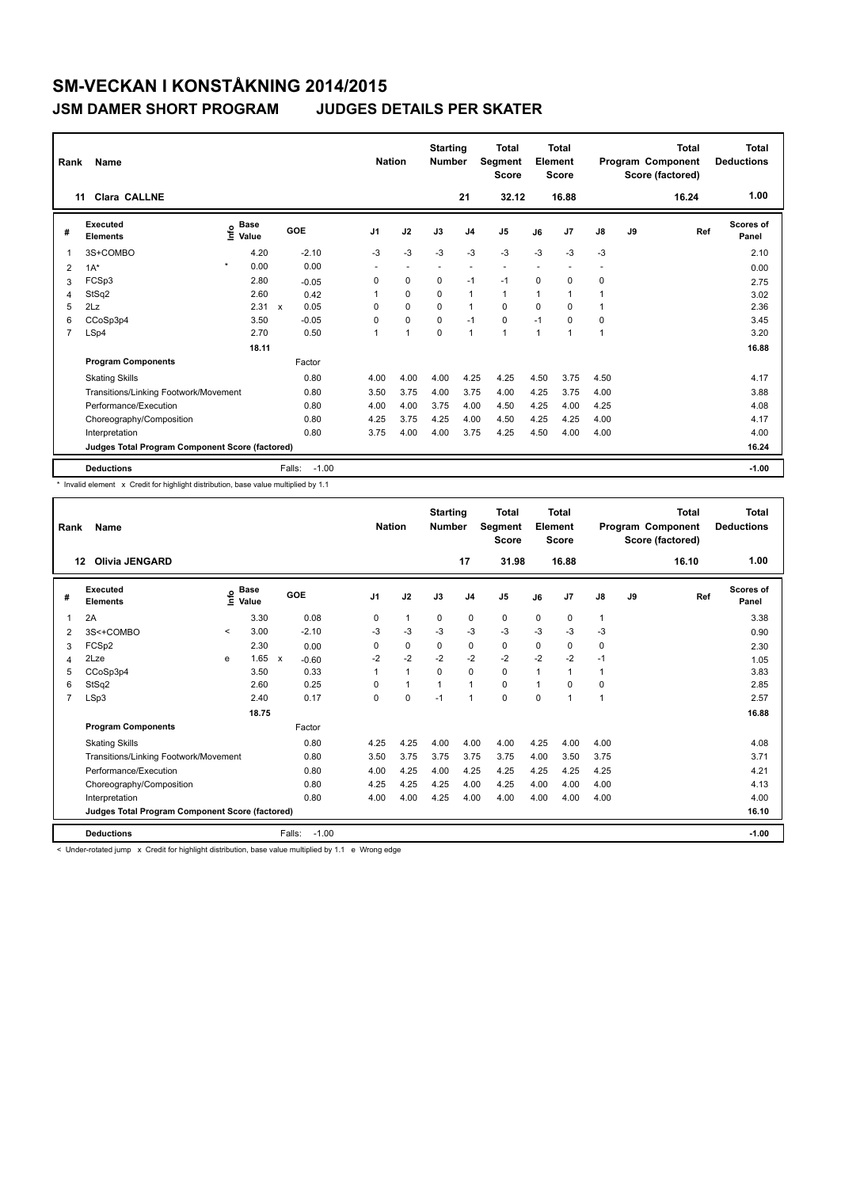# SM-VECKAN I KONSTÅKNING 2014/2015

## JSM DAMER SHORT PROGRAM JUDGES DETAILS PER SKATER

| Rank | Name | Nation | Starting Number | Total Segment Score | Total Element Score | Total Program Component Score (factored) | Total Deductions |
|---|---|---|---|---|---|---|---|
| 11 | Clara CALLNE | | 21 | 32.12 | 16.88 | 16.24 | 1.00 |

| # | Executed Elements | Info | Base Value | | GOE | J1 | J2 | J3 | J4 | J5 | J6 | J7 | J8 | J9 | Ref | Scores of Panel |
|---|---|---|---|---|---|---|---|---|---|---|---|---|---|---|---|---|
| 1 | 3S+COMBO | | 4.20 | | -2.10 | -3 | -3 | -3 | -3 | -3 | -3 | -3 | -3 | | | 2.10 |
| 2 | 1A* | * | 0.00 | | 0.00 | - | - | - | - | - | - | - | - | | | 0.00 |
| 3 | FCSp3 | | 2.80 | | -0.05 | 0 | 0 | 0 | -1 | -1 | 0 | 0 | 0 | | | 2.75 |
| 4 | StSq2 | | 2.60 | | 0.42 | 1 | 0 | 0 | 1 | 1 | 1 | 1 | 1 | | | 3.02 |
| 5 | 2Lz | | 2.31 | x | 0.05 | 0 | 0 | 0 | 1 | 0 | 0 | 0 | 1 | | | 2.36 |
| 6 | CCoSp3p4 | | 3.50 | | -0.05 | 0 | 0 | 0 | -1 | 0 | -1 | 0 | 0 | | | 3.45 |
| 7 | LSp4 | | 2.70 | | 0.50 | 1 | 1 | 0 | 1 | 1 | 1 | 1 | 1 | | | 3.20 |
| | | | 18.11 | | | | | | | | | | | | | 16.88 |
| | **Program Components** | | | | Factor | | | | | | | | | | | |
| | Skating Skills | | | | 0.80 | 4.00 | 4.00 | 4.00 | 4.25 | 4.25 | 4.50 | 3.75 | 4.50 | | | 4.17 |
| | Transitions/Linking Footwork/Movement | | | | 0.80 | 3.50 | 3.75 | 4.00 | 3.75 | 4.00 | 4.25 | 3.75 | 4.00 | | | 3.88 |
| | Performance/Execution | | | | 0.80 | 4.00 | 4.00 | 3.75 | 4.00 | 4.50 | 4.25 | 4.00 | 4.25 | | | 4.08 |
| | Choreography/Composition | | | | 0.80 | 4.25 | 3.75 | 4.25 | 4.00 | 4.50 | 4.25 | 4.25 | 4.00 | | | 4.17 |
| | Interpretation | | | | 0.80 | 3.75 | 4.00 | 4.00 | 3.75 | 4.25 | 4.50 | 4.00 | 4.00 | | | 4.00 |
| | **Judges Total Program Component Score (factored)** | | | | | | | | | | | | | | | 16.24 |
| | **Deductions** | | | | Falls: -1.00 | | | | | | | | | | | -1.00 |

\* Invalid element x Credit for highlight distribution, base value multiplied by 1.1

| Rank | Name | Nation | Starting Number | Total Segment Score | Total Element Score | Total Program Component Score (factored) | Total Deductions |
|---|---|---|---|---|---|---|---|
| 12 | Olivia JENGARD | | 17 | 31.98 | 16.88 | 16.10 | 1.00 |

| # | Executed Elements | Info | Base Value | | GOE | J1 | J2 | J3 | J4 | J5 | J6 | J7 | J8 | J9 | Ref | Scores of Panel |
|---|---|---|---|---|---|---|---|---|---|---|---|---|---|---|---|---|
| 1 | 2A | | 3.30 | | 0.08 | 0 | 1 | 0 | 0 | 0 | 0 | 0 | 1 | | | 3.38 |
| 2 | 3S<+COMBO | < | 3.00 | | -2.10 | -3 | -3 | -3 | -3 | -3 | -3 | -3 | -3 | | | 0.90 |
| 3 | FCSp2 | | 2.30 | | 0.00 | 0 | 0 | 0 | 0 | 0 | 0 | 0 | 0 | | | 2.30 |
| 4 | 2Lze | e | 1.65 | x | -0.60 | -2 | -2 | -2 | -2 | -2 | -2 | -2 | -1 | | | 1.05 |
| 5 | CCoSp3p4 | | 3.50 | | 0.33 | 1 | 1 | 0 | 0 | 0 | 1 | 1 | 1 | | | 3.83 |
| 6 | StSq2 | | 2.60 | | 0.25 | 0 | 1 | 1 | 1 | 0 | 1 | 0 | 0 | | | 2.85 |
| 7 | LSp3 | | 2.40 | | 0.17 | 0 | 0 | -1 | 1 | 0 | 0 | 1 | 1 | | | 2.57 |
| | | | 18.75 | | | | | | | | | | | | | 16.88 |
| | **Program Components** | | | | Factor | | | | | | | | | | | |
| | Skating Skills | | | | 0.80 | 4.25 | 4.25 | 4.00 | 4.00 | 4.00 | 4.25 | 4.00 | 4.00 | | | 4.08 |
| | Transitions/Linking Footwork/Movement | | | | 0.80 | 3.50 | 3.75 | 3.75 | 3.75 | 3.75 | 4.00 | 3.50 | 3.75 | | | 3.71 |
| | Performance/Execution | | | | 0.80 | 4.00 | 4.25 | 4.00 | 4.25 | 4.25 | 4.25 | 4.25 | 4.25 | | | 4.21 |
| | Choreography/Composition | | | | 0.80 | 4.25 | 4.25 | 4.25 | 4.00 | 4.25 | 4.00 | 4.00 | 4.00 | | | 4.13 |
| | Interpretation | | | | 0.80 | 4.00 | 4.00 | 4.25 | 4.00 | 4.00 | 4.00 | 4.00 | 4.00 | | | 4.00 |
| | **Judges Total Program Component Score (factored)** | | | | | | | | | | | | | | | 16.10 |
| | **Deductions** | | | | Falls: -1.00 | | | | | | | | | | | -1.00 |

< Under-rotated jump x Credit for highlight distribution, base value multiplied by 1.1 e Wrong edge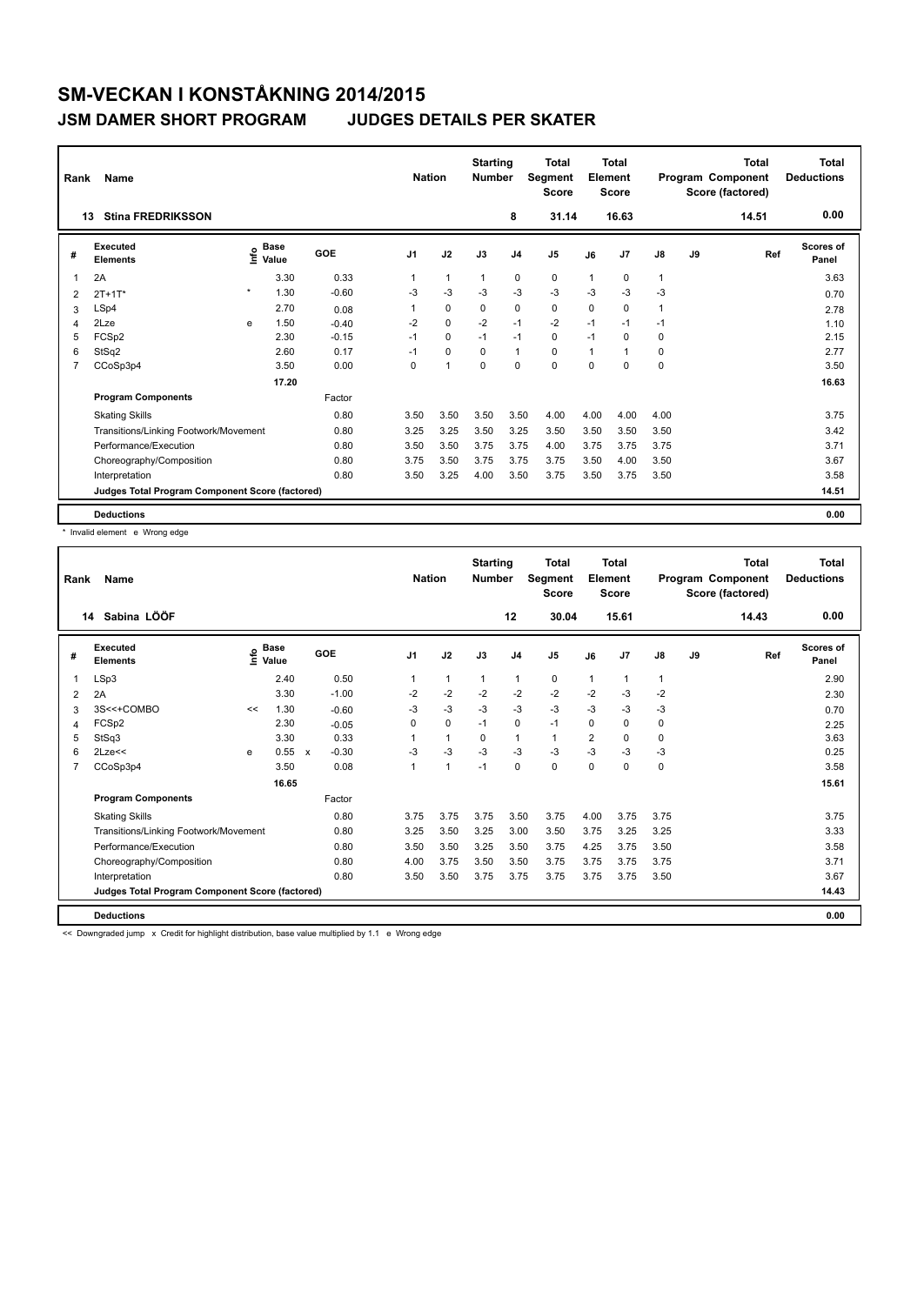# SM-VECKAN I KONSTÅKNING 2014/2015

## JSM DAMER SHORT PROGRAM JUDGES DETAILS PER SKATER

| Rank | Name | Nation | Starting Number | Total Segment Score | Total Element Score | Total Program Component Score (factored) | Total Deductions |
|---|---|---|---|---|---|---|---|
| 13 | Stina FREDRIKSSON | | 8 | 31.14 | 16.63 | 14.51 | 0.00 |

| # | Executed Elements | Info | Base Value | | GOE | J1 | J2 | J3 | J4 | J5 | J6 | J7 | J8 | J9 | Ref | Scores of Panel |
|---|---|---|---|---|---|---|---|---|---|---|---|---|---|---|---|---|
| 1 | 2A | | 3.30 | | 0.33 | 1 | 1 | 1 | 0 | 0 | 1 | 0 | 1 | | | 3.63 |
| 2 | 2T+1T* | * | 1.30 | | -0.60 | -3 | -3 | -3 | -3 | -3 | -3 | -3 | -3 | | | 0.70 |
| 3 | LSp4 | | 2.70 | | 0.08 | 1 | 0 | 0 | 0 | 0 | 0 | 0 | 1 | | | 2.78 |
| 4 | 2Lze | e | 1.50 | | -0.40 | -2 | 0 | -2 | -1 | -2 | -1 | -1 | -1 | | | 1.10 |
| 5 | FCSp2 | | 2.30 | | -0.15 | -1 | 0 | -1 | -1 | 0 | -1 | 0 | 0 | | | 2.15 |
| 6 | StSq2 | | 2.60 | | 0.17 | -1 | 0 | 0 | 1 | 0 | 1 | 1 | 0 | | | 2.77 |
| 7 | CCoSp3p4 | | 3.50 | | 0.00 | 0 | 1 | 0 | 0 | 0 | 0 | 0 | 0 | | | 3.50 |
| | | | 17.20 | | | | | | | | | | | | | 16.63 |
| | **Program Components** | | | | Factor | | | | | | | | | | | |
| | Skating Skills | | | | 0.80 | 3.50 | 3.50 | 3.50 | 3.50 | 4.00 | 4.00 | 4.00 | 4.00 | | | 3.75 |
| | Transitions/Linking Footwork/Movement | | | | 0.80 | 3.25 | 3.25 | 3.50 | 3.25 | 3.50 | 3.50 | 3.50 | 3.50 | | | 3.42 |
| | Performance/Execution | | | | 0.80 | 3.50 | 3.50 | 3.75 | 3.75 | 4.00 | 3.75 | 3.75 | 3.75 | | | 3.71 |
| | Choreography/Composition | | | | 0.80 | 3.75 | 3.50 | 3.75 | 3.75 | 3.75 | 3.50 | 4.00 | 3.50 | | | 3.67 |
| | Interpretation | | | | 0.80 | 3.50 | 3.25 | 4.00 | 3.50 | 3.75 | 3.50 | 3.75 | 3.50 | | | 3.58 |
| | **Judges Total Program Component Score (factored)** | | | | | | | | | | | | | | | 14.51 |
| | **Deductions** | | | | | | | | | | | | | | | 0.00 |

\* Invalid element e Wrong edge

| Rank | Name | Nation | Starting Number | Total Segment Score | Total Element Score | Total Program Component Score (factored) | Total Deductions |
|---|---|---|---|---|---|---|---|
| 14 | Sabina LÖÖF | | 12 | 30.04 | 15.61 | 14.43 | 0.00 |

| # | Executed Elements | Info | Base Value | | GOE | J1 | J2 | J3 | J4 | J5 | J6 | J7 | J8 | J9 | Ref | Scores of Panel |
|---|---|---|---|---|---|---|---|---|---|---|---|---|---|---|---|---|
| 1 | LSp3 | | 2.40 | | 0.50 | 1 | 1 | 1 | 1 | 0 | 1 | 1 | 1 | | | 2.90 |
| 2 | 2A | | 3.30 | | -1.00 | -2 | -2 | -2 | -2 | -2 | -2 | -3 | -2 | | | 2.30 |
| 3 | 3S<<+COMBO | << | 1.30 | | -0.60 | -3 | -3 | -3 | -3 | -3 | -3 | -3 | -3 | | | 0.70 |
| 4 | FCSp2 | | 2.30 | | -0.05 | 0 | 0 | -1 | 0 | -1 | 0 | 0 | 0 | | | 2.25 |
| 5 | StSq3 | | 3.30 | | 0.33 | 1 | 1 | 0 | 1 | 1 | 2 | 0 | 0 | | | 3.63 |
| 6 | 2Lze<< | e | 0.55 | x | -0.30 | -3 | -3 | -3 | -3 | -3 | -3 | -3 | -3 | | | 0.25 |
| 7 | CCoSp3p4 | | 3.50 | | 0.08 | 1 | 1 | -1 | 0 | 0 | 0 | 0 | 0 | | | 3.58 |
| | | | 16.65 | | | | | | | | | | | | | 15.61 |
| | **Program Components** | | | | Factor | | | | | | | | | | | |
| | Skating Skills | | | | 0.80 | 3.75 | 3.75 | 3.75 | 3.50 | 3.75 | 4.00 | 3.75 | 3.75 | | | 3.75 |
| | Transitions/Linking Footwork/Movement | | | | 0.80 | 3.25 | 3.50 | 3.25 | 3.00 | 3.50 | 3.75 | 3.25 | 3.25 | | | 3.33 |
| | Performance/Execution | | | | 0.80 | 3.50 | 3.50 | 3.25 | 3.50 | 3.75 | 4.25 | 3.75 | 3.50 | | | 3.58 |
| | Choreography/Composition | | | | 0.80 | 4.00 | 3.75 | 3.50 | 3.50 | 3.75 | 3.75 | 3.75 | 3.75 | | | 3.71 |
| | Interpretation | | | | 0.80 | 3.50 | 3.50 | 3.75 | 3.75 | 3.75 | 3.75 | 3.75 | 3.50 | | | 3.67 |
| | **Judges Total Program Component Score (factored)** | | | | | | | | | | | | | | | 14.43 |
| | **Deductions** | | | | | | | | | | | | | | | 0.00 |

<< Downgraded jump x Credit for highlight distribution, base value multiplied by 1.1 e Wrong edge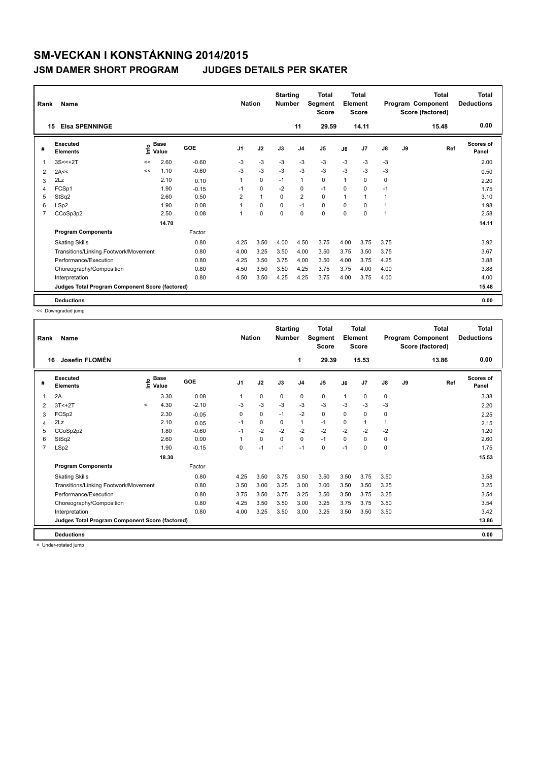# SM-VECKAN I KONSTÅKNING 2014/2015

## JSM DAMER SHORT PROGRAM JUDGES DETAILS PER SKATER

| Rank | Name | Nation | Starting Number | Total Segment Score | Total Element Score | Total Program Component Score (factored) | Total Deductions |
|---|---|---|---|---|---|---|---|
| 15 | Elsa SPENNINGE | | 11 | 29.59 | 14.11 | 15.48 | 0.00 |

| # | Executed Elements | Info | Base Value | GOE | J1 | J2 | J3 | J4 | J5 | J6 | J7 | J8 | J9 | Ref | Scores of Panel |
|---|---|---|---|---|---|---|---|---|---|---|---|---|---|---|---|
| 1 | 3S<<+2T | << | 2.60 | -0.60 | -3 | -3 | -3 | -3 | -3 | -3 | -3 | -3 | | | 2.00 |
| 2 | 2A<< | << | 1.10 | -0.60 | -3 | -3 | -3 | -3 | -3 | -3 | -3 | -3 | | | 0.50 |
| 3 | 2Lz | | 2.10 | 0.10 | 1 | 0 | -1 | 1 | 0 | 1 | 0 | 0 | | | 2.20 |
| 4 | FCSp1 | | 1.90 | -0.15 | -1 | 0 | -2 | 0 | -1 | 0 | 0 | -1 | | | 1.75 |
| 5 | StSq2 | | 2.60 | 0.50 | 2 | 1 | 0 | 2 | 0 | 1 | 1 | 1 | | | 3.10 |
| 6 | LSp2 | | 1.90 | 0.08 | 1 | 0 | 0 | -1 | 0 | 0 | 0 | 1 | | | 1.98 |
| 7 | CCoSp3p2 | | 2.50 | 0.08 | 1 | 0 | 0 | 0 | 0 | 0 | 0 | 1 | | | 2.58 |
| | | | 14.70 | | | | | | | | | | | | 14.11 |
| | **Program Components** | | | Factor | | | | | | | | | | | |
| | Skating Skills | | | 0.80 | 4.25 | 3.50 | 4.00 | 4.50 | 3.75 | 4.00 | 3.75 | 3.75 | | | 3.92 |
| | Transitions/Linking Footwork/Movement | | | 0.80 | 4.00 | 3.25 | 3.50 | 4.00 | 3.50 | 3.75 | 3.50 | 3.75 | | | 3.67 |
| | Performance/Execution | | | 0.80 | 4.25 | 3.50 | 3.75 | 4.00 | 3.50 | 4.00 | 3.75 | 4.25 | | | 3.88 |
| | Choreography/Composition | | | 0.80 | 4.50 | 3.50 | 3.50 | 4.25 | 3.75 | 3.75 | 4.00 | 4.00 | | | 3.88 |
| | Interpretation | | | 0.80 | 4.50 | 3.50 | 4.25 | 4.25 | 3.75 | 4.00 | 3.75 | 4.00 | | | 4.00 |
| | **Judges Total Program Component Score (factored)** | | | | | | | | | | | | | | 15.48 |
| | **Deductions** | | | | | | | | | | | | | | 0.00 |

<< Downgraded jump

| Rank | Name | Nation | Starting Number | Total Segment Score | Total Element Score | Total Program Component Score (factored) | Total Deductions |
|---|---|---|---|---|---|---|---|
| 16 | Josefin FLOMÉN | | 1 | 29.39 | 15.53 | 13.86 | 0.00 |

| # | Executed Elements | Info | Base Value | GOE | J1 | J2 | J3 | J4 | J5 | J6 | J7 | J8 | J9 | Ref | Scores of Panel |
|---|---|---|---|---|---|---|---|---|---|---|---|---|---|---|---|
| 1 | 2A | | 3.30 | 0.08 | 1 | 0 | 0 | 0 | 0 | 1 | 0 | 0 | | | 3.38 |
| 2 | 3T<+2T | < | 4.30 | -2.10 | -3 | -3 | -3 | -3 | -3 | -3 | -3 | -3 | | | 2.20 |
| 3 | FCSp2 | | 2.30 | -0.05 | 0 | 0 | -1 | -2 | 0 | 0 | 0 | 0 | | | 2.25 |
| 4 | 2Lz | | 2.10 | 0.05 | -1 | 0 | 0 | 1 | -1 | 0 | 1 | 1 | | | 2.15 |
| 5 | CCoSp2p2 | | 1.80 | -0.60 | -1 | -2 | -2 | -2 | -2 | -2 | -2 | -2 | | | 1.20 |
| 6 | StSq2 | | 2.60 | 0.00 | 1 | 0 | 0 | 0 | -1 | 0 | 0 | 0 | | | 2.60 |
| 7 | LSp2 | | 1.90 | -0.15 | 0 | -1 | -1 | -1 | 0 | -1 | 0 | 0 | | | 1.75 |
| | | | 18.30 | | | | | | | | | | | | 15.53 |
| | **Program Components** | | | Factor | | | | | | | | | | | |
| | Skating Skills | | | 0.80 | 4.25 | 3.50 | 3.75 | 3.50 | 3.50 | 3.50 | 3.75 | 3.50 | | | 3.58 |
| | Transitions/Linking Footwork/Movement | | | 0.80 | 3.50 | 3.00 | 3.25 | 3.00 | 3.00 | 3.50 | 3.50 | 3.25 | | | 3.25 |
| | Performance/Execution | | | 0.80 | 3.75 | 3.50 | 3.75 | 3.25 | 3.50 | 3.50 | 3.75 | 3.25 | | | 3.54 |
| | Choreography/Composition | | | 0.80 | 4.25 | 3.50 | 3.50 | 3.00 | 3.25 | 3.75 | 3.75 | 3.50 | | | 3.54 |
| | Interpretation | | | 0.80 | 4.00 | 3.25 | 3.50 | 3.00 | 3.25 | 3.50 | 3.50 | 3.50 | | | 3.42 |
| | **Judges Total Program Component Score (factored)** | | | | | | | | | | | | | | 13.86 |
| | **Deductions** | | | | | | | | | | | | | | 0.00 |

< Under-rotated jump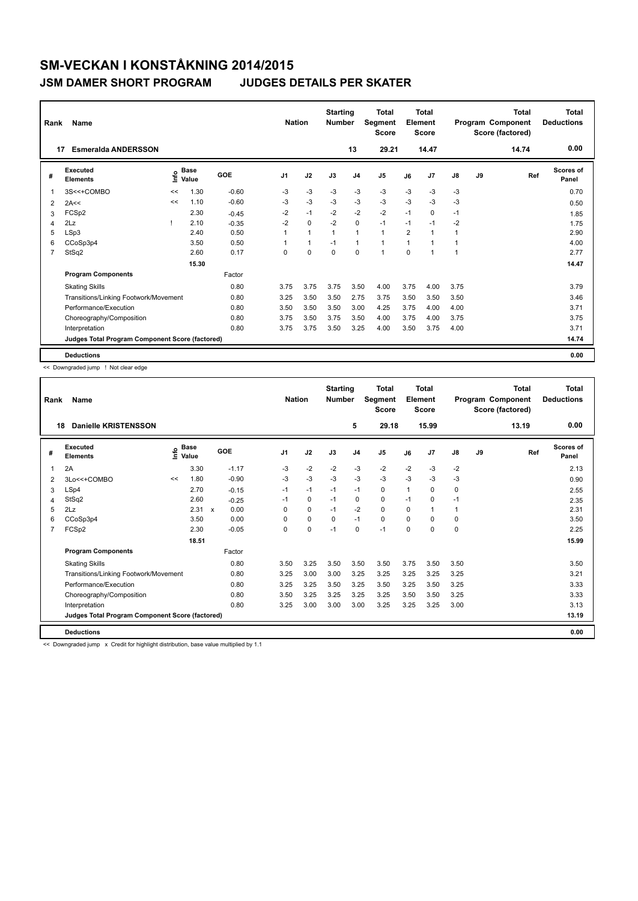# SM-VECKAN I KONSTÅKNING 2014/2015

## JSM DAMER SHORT PROGRAM JUDGES DETAILS PER SKATER

| Rank | Name | Nation | Starting Number | Total Segment Score | Total Element Score | Total Program Component Score (factored) | Total Deductions |
|---|---|---|---|---|---|---|---|
| 17 | Esmeralda ANDERSSON | | 13 | 29.21 | 14.47 | 14.74 | 0.00 |

| # | Executed Elements | Info | Base Value | | GOE | J1 | J2 | J3 | J4 | J5 | J6 | J7 | J8 | J9 | Ref | Scores of Panel |
|---|---|---|---|---|---|---|---|---|---|---|---|---|---|---|---|---|
| 1 | 3S<<+COMBO | << | 1.30 | | -0.60 | -3 | -3 | -3 | -3 | -3 | -3 | -3 | -3 | | | 0.70 |
| 2 | 2A<< | << | 1.10 | | -0.60 | -3 | -3 | -3 | -3 | -3 | -3 | -3 | -3 | | | 0.50 |
| 3 | FCSp2 | | 2.30 | | -0.45 | -2 | -1 | -2 | -2 | -2 | -1 | 0 | -1 | | | 1.85 |
| 4 | 2Lz | ! | 2.10 | | -0.35 | -2 | 0 | -2 | 0 | -1 | -1 | -1 | -2 | | | 1.75 |
| 5 | LSp3 | | 2.40 | | 0.50 | 1 | 1 | 1 | 1 | 1 | 2 | 1 | 1 | | | 2.90 |
| 6 | CCoSp3p4 | | 3.50 | | 0.50 | 1 | 1 | -1 | 1 | 1 | 1 | 1 | 1 | | | 4.00 |
| 7 | StSq2 | | 2.60 | | 0.17 | 0 | 0 | 0 | 0 | 1 | 0 | 1 | 1 | | | 2.77 |
| | | | 15.30 | | | | | | | | | | | | | 14.47 |
| | **Program Components** | | | | Factor | | | | | | | | | | | |
| | Skating Skills | | | | 0.80 | 3.75 | 3.75 | 3.75 | 3.50 | 4.00 | 3.75 | 4.00 | 3.75 | | | 3.79 |
| | Transitions/Linking Footwork/Movement | | | | 0.80 | 3.25 | 3.50 | 3.50 | 2.75 | 3.75 | 3.50 | 3.50 | 3.50 | | | 3.46 |
| | Performance/Execution | | | | 0.80 | 3.50 | 3.50 | 3.50 | 3.00 | 4.25 | 3.75 | 4.00 | 4.00 | | | 3.71 |
| | Choreography/Composition | | | | 0.80 | 3.75 | 3.50 | 3.75 | 3.50 | 4.00 | 3.75 | 4.00 | 3.75 | | | 3.75 |
| | Interpretation | | | | 0.80 | 3.75 | 3.75 | 3.50 | 3.25 | 4.00 | 3.50 | 3.75 | 4.00 | | | 3.71 |
| | Judges Total Program Component Score (factored) | | | | | | | | | | | | | | | 14.74 |
| | **Deductions** | | | | | | | | | | | | | | | 0.00 |

<< Downgraded jump ! Not clear edge

| Rank | Name | Nation | Starting Number | Total Segment Score | Total Element Score | Total Program Component Score (factored) | Total Deductions |
|---|---|---|---|---|---|---|---|
| 18 | Danielle KRISTENSSON | | 5 | 29.18 | 15.99 | 13.19 | 0.00 |

| # | Executed Elements | Info | Base Value | | GOE | J1 | J2 | J3 | J4 | J5 | J6 | J7 | J8 | J9 | Ref | Scores of Panel |
|---|---|---|---|---|---|---|---|---|---|---|---|---|---|---|---|---|
| 1 | 2A | | 3.30 | | -1.17 | -3 | -2 | -2 | -3 | -2 | -2 | -3 | -2 | | | 2.13 |
| 2 | 3Lo<<+COMBO | << | 1.80 | | -0.90 | -3 | -3 | -3 | -3 | -3 | -3 | -3 | -3 | | | 0.90 |
| 3 | LSp4 | | 2.70 | | -0.15 | -1 | -1 | -1 | -1 | 0 | 1 | 0 | 0 | | | 2.55 |
| 4 | StSq2 | | 2.60 | | -0.25 | -1 | 0 | -1 | 0 | 0 | -1 | 0 | -1 | | | 2.35 |
| 5 | 2Lz | | 2.31 | x | 0.00 | 0 | 0 | -1 | -2 | 0 | 0 | 1 | 1 | | | 2.31 |
| 6 | CCoSp3p4 | | 3.50 | | 0.00 | 0 | 0 | 0 | -1 | 0 | 0 | 0 | 0 | | | 3.50 |
| 7 | FCSp2 | | 2.30 | | -0.05 | 0 | 0 | -1 | 0 | -1 | 0 | 0 | 0 | | | 2.25 |
| | | | 18.51 | | | | | | | | | | | | | 15.99 |
| | **Program Components** | | | | Factor | | | | | | | | | | | |
| | Skating Skills | | | | 0.80 | 3.50 | 3.25 | 3.50 | 3.50 | 3.50 | 3.75 | 3.50 | 3.50 | | | 3.50 |
| | Transitions/Linking Footwork/Movement | | | | 0.80 | 3.25 | 3.00 | 3.00 | 3.25 | 3.25 | 3.25 | 3.25 | 3.25 | | | 3.21 |
| | Performance/Execution | | | | 0.80 | 3.25 | 3.25 | 3.50 | 3.25 | 3.50 | 3.25 | 3.50 | 3.25 | | | 3.33 |
| | Choreography/Composition | | | | 0.80 | 3.50 | 3.25 | 3.25 | 3.25 | 3.25 | 3.50 | 3.50 | 3.25 | | | 3.33 |
| | Interpretation | | | | 0.80 | 3.25 | 3.00 | 3.00 | 3.00 | 3.25 | 3.25 | 3.25 | 3.00 | | | 3.13 |
| | Judges Total Program Component Score (factored) | | | | | | | | | | | | | | | 13.19 |
| | **Deductions** | | | | | | | | | | | | | | | 0.00 |

<< Downgraded jump x Credit for highlight distribution, base value multiplied by 1.1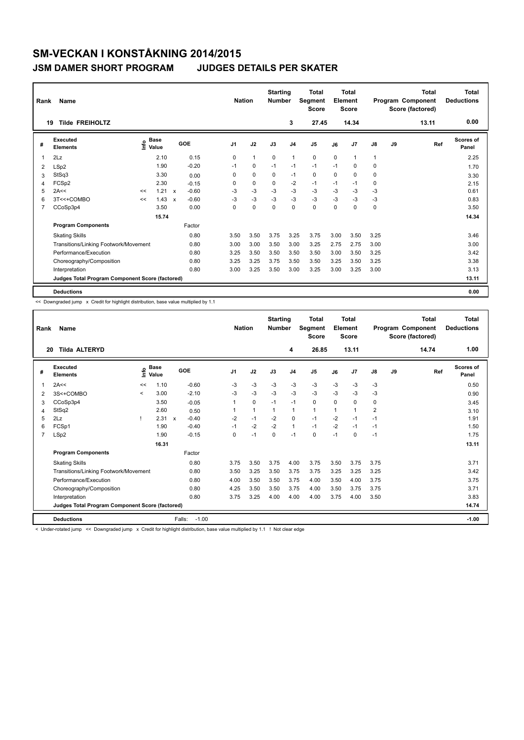# SM-VECKAN I KONSTÅKNING 2014/2015

## JSM DAMER SHORT PROGRAM — JUDGES DETAILS PER SKATER

| Rank | Name | Nation | Starting Number | Total Segment Score | Total Element Score | Total Program Component Score (factored) | Total Deductions |
|---|---|---|---|---|---|---|---|
| 19 | Tilde FREIHOLTZ | | 3 | 27.45 | 14.34 | 13.11 | 0.00 |

| # | Executed Elements | Info | Base Value | | GOE | J1 | J2 | J3 | J4 | J5 | J6 | J7 | J8 | J9 | Ref | Scores of Panel |
|---|---|---|---|---|---|---|---|---|---|---|---|---|---|---|---|---|
| 1 | 2Lz | | 2.10 | | 0.15 | 0 | 1 | 0 | 1 | 0 | 0 | 1 | 1 | | | 2.25 |
| 2 | LSp2 | | 1.90 | | -0.20 | -1 | 0 | -1 | -1 | -1 | -1 | 0 | 0 | | | 1.70 |
| 3 | StSq3 | | 3.30 | | 0.00 | 0 | 0 | 0 | -1 | 0 | 0 | 0 | 0 | | | 3.30 |
| 4 | FCSp2 | | 2.30 | | -0.15 | 0 | 0 | 0 | -2 | -1 | -1 | -1 | 0 | | | 2.15 |
| 5 | 2A<< | << | 1.21 | x | -0.60 | -3 | -3 | -3 | -3 | -3 | -3 | -3 | -3 | | | 0.61 |
| 6 | 3T<<+COMBO | << | 1.43 | x | -0.60 | -3 | -3 | -3 | -3 | -3 | -3 | -3 | -3 | | | 0.83 |
| 7 | CCoSp3p4 | | 3.50 | | 0.00 | 0 | 0 | 0 | 0 | 0 | 0 | 0 | 0 | | | 3.50 |
| | | | 15.74 | | | | | | | | | | | | | 14.34 |
| | **Program Components** | | | | Factor | | | | | | | | | | | |
| | Skating Skills | | | | 0.80 | 3.50 | 3.50 | 3.75 | 3.25 | 3.75 | 3.00 | 3.50 | 3.25 | | | 3.46 |
| | Transitions/Linking Footwork/Movement | | | | 0.80 | 3.00 | 3.00 | 3.50 | 3.00 | 3.25 | 2.75 | 2.75 | 3.00 | | | 3.00 |
| | Performance/Execution | | | | 0.80 | 3.25 | 3.50 | 3.50 | 3.50 | 3.50 | 3.00 | 3.50 | 3.25 | | | 3.42 |
| | Choreography/Composition | | | | 0.80 | 3.25 | 3.25 | 3.75 | 3.50 | 3.50 | 3.25 | 3.50 | 3.25 | | | 3.38 |
| | Interpretation | | | | 0.80 | 3.00 | 3.25 | 3.50 | 3.00 | 3.25 | 3.00 | 3.25 | 3.00 | | | 3.13 |
| | Judges Total Program Component Score (factored) | | | | | | | | | | | | | | | 13.11 |
| | **Deductions** | | | | | | | | | | | | | | | 0.00 |

<< Downgraded jump x Credit for highlight distribution, base value multiplied by 1.1

| Rank | Name | Nation | Starting Number | Total Segment Score | Total Element Score | Total Program Component Score (factored) | Total Deductions |
|---|---|---|---|---|---|---|---|
| 20 | Tilda ALTERYD | | 4 | 26.85 | 13.11 | 14.74 | 1.00 |

| # | Executed Elements | Info | Base Value | | GOE | J1 | J2 | J3 | J4 | J5 | J6 | J7 | J8 | J9 | Ref | Scores of Panel |
|---|---|---|---|---|---|---|---|---|---|---|---|---|---|---|---|---|
| 1 | 2A<< | << | 1.10 | | -0.60 | -3 | -3 | -3 | -3 | -3 | -3 | -3 | -3 | | | 0.50 |
| 2 | 3S<+COMBO | < | 3.00 | | -2.10 | -3 | -3 | -3 | -3 | -3 | -3 | -3 | -3 | | | 0.90 |
| 3 | CCoSp3p4 | | 3.50 | | -0.05 | 1 | 0 | -1 | -1 | 0 | 0 | 0 | 0 | | | 3.45 |
| 4 | StSq2 | | 2.60 | | 0.50 | 1 | 1 | 1 | 1 | 1 | 1 | 1 | 2 | | | 3.10 |
| 5 | 2Lz | ! | 2.31 | x | -0.40 | -2 | -1 | -2 | 0 | -1 | -2 | -1 | -1 | | | 1.91 |
| 6 | FCSp1 | | 1.90 | | -0.40 | -1 | -2 | -2 | 1 | -1 | -2 | -1 | -1 | | | 1.50 |
| 7 | LSp2 | | 1.90 | | -0.15 | 0 | -1 | 0 | -1 | 0 | -1 | 0 | -1 | | | 1.75 |
| | | | 16.31 | | | | | | | | | | | | | 13.11 |
| | **Program Components** | | | | Factor | | | | | | | | | | | |
| | Skating Skills | | | | 0.80 | 3.75 | 3.50 | 3.75 | 4.00 | 3.75 | 3.50 | 3.75 | 3.75 | | | 3.71 |
| | Transitions/Linking Footwork/Movement | | | | 0.80 | 3.50 | 3.25 | 3.50 | 3.75 | 3.75 | 3.25 | 3.25 | 3.25 | | | 3.42 |
| | Performance/Execution | | | | 0.80 | 4.00 | 3.50 | 3.50 | 3.75 | 4.00 | 3.50 | 4.00 | 3.75 | | | 3.75 |
| | Choreography/Composition | | | | 0.80 | 4.25 | 3.50 | 3.50 | 3.75 | 4.00 | 3.50 | 3.75 | 3.75 | | | 3.71 |
| | Interpretation | | | | 0.80 | 3.75 | 3.25 | 4.00 | 4.00 | 4.00 | 3.75 | 4.00 | 3.50 | | | 3.83 |
| | Judges Total Program Component Score (factored) | | | | | | | | | | | | | | | 14.74 |
| | **Deductions** | | | Falls: | -1.00 | | | | | | | | | | | -1.00 |

< Under-rotated jump << Downgraded jump x Credit for highlight distribution, base value multiplied by 1.1 ! Not clear edge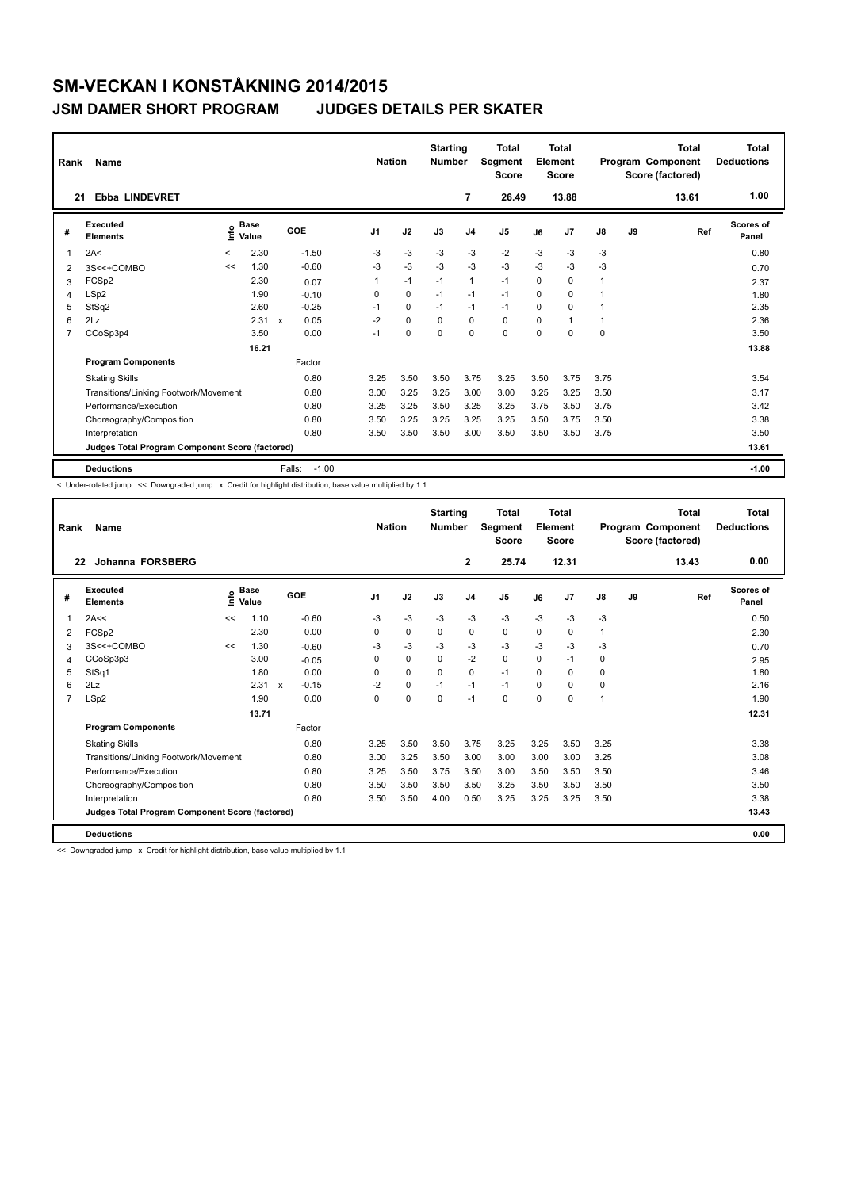# SM-VECKAN I KONSTÅKNING 2014/2015

## JSM DAMER SHORT PROGRAM JUDGES DETAILS PER SKATER

| Rank | Name | Nation | Starting Number | Total Segment Score | Total Element Score | Total Program Component Score (factored) | Total Deductions |
|---|---|---|---|---|---|---|---|
| 21 | Ebba LINDEVRET | | 7 | 26.49 | 13.88 | 13.61 | 1.00 |

| # | Executed Elements | Info | Base Value | | GOE | J1 | J2 | J3 | J4 | J5 | J6 | J7 | J8 | J9 | Ref | Scores of Panel |
|---|---|---|---|---|---|---|---|---|---|---|---|---|---|---|---|---|
| 1 | 2A< | < | 2.30 | | -1.50 | -3 | -3 | -3 | -3 | -2 | -3 | -3 | -3 | | | 0.80 |
| 2 | 3S<<+COMBO | << | 1.30 | | -0.60 | -3 | -3 | -3 | -3 | -3 | -3 | -3 | -3 | | | 0.70 |
| 3 | FCSp2 | | 2.30 | | 0.07 | 1 | -1 | -1 | 1 | -1 | 0 | 0 | 1 | | | 2.37 |
| 4 | LSp2 | | 1.90 | | -0.10 | 0 | 0 | -1 | -1 | -1 | 0 | 0 | 1 | | | 1.80 |
| 5 | StSq2 | | 2.60 | | -0.25 | -1 | 0 | -1 | -1 | -1 | 0 | 0 | 1 | | | 2.35 |
| 6 | 2Lz | | 2.31 | x | 0.05 | -2 | 0 | 0 | 0 | 0 | 0 | 1 | 1 | | | 2.36 |
| 7 | CCoSp3p4 | | 3.50 | | 0.00 | -1 | 0 | 0 | 0 | 0 | 0 | 0 | 0 | | | 3.50 |
| | | | 16.21 | | | | | | | | | | | | | 13.88 |
| | **Program Components** | | | | Factor | | | | | | | | | | | |
| | Skating Skills | | | | 0.80 | 3.25 | 3.50 | 3.50 | 3.75 | 3.25 | 3.50 | 3.75 | 3.75 | | | 3.54 |
| | Transitions/Linking Footwork/Movement | | | | 0.80 | 3.00 | 3.25 | 3.25 | 3.00 | 3.00 | 3.25 | 3.25 | 3.50 | | | 3.17 |
| | Performance/Execution | | | | 0.80 | 3.25 | 3.25 | 3.50 | 3.25 | 3.25 | 3.75 | 3.50 | 3.75 | | | 3.42 |
| | Choreography/Composition | | | | 0.80 | 3.50 | 3.25 | 3.25 | 3.25 | 3.25 | 3.50 | 3.75 | 3.50 | | | 3.38 |
| | Interpretation | | | | 0.80 | 3.50 | 3.50 | 3.50 | 3.00 | 3.50 | 3.50 | 3.50 | 3.75 | | | 3.50 |
| | **Judges Total Program Component Score (factored)** | | | | | | | | | | | | | | | 13.61 |
| | **Deductions** | | | Falls: | -1.00 | | | | | | | | | | | -1.00 |

< Under-rotated jump << Downgraded jump x Credit for highlight distribution, base value multiplied by 1.1

| Rank | Name | Nation | Starting Number | Total Segment Score | Total Element Score | Total Program Component Score (factored) | Total Deductions |
|---|---|---|---|---|---|---|---|
| 22 | Johanna FORSBERG | | 2 | 25.74 | 12.31 | 13.43 | 0.00 |

| # | Executed Elements | Info | Base Value | | GOE | J1 | J2 | J3 | J4 | J5 | J6 | J7 | J8 | J9 | Ref | Scores of Panel |
|---|---|---|---|---|---|---|---|---|---|---|---|---|---|---|---|---|
| 1 | 2A<< | << | 1.10 | | -0.60 | -3 | -3 | -3 | -3 | -3 | -3 | -3 | -3 | | | 0.50 |
| 2 | FCSp2 | | 2.30 | | 0.00 | 0 | 0 | 0 | 0 | 0 | 0 | 0 | 1 | | | 2.30 |
| 3 | 3S<<+COMBO | << | 1.30 | | -0.60 | -3 | -3 | -3 | -3 | -3 | -3 | -3 | -3 | | | 0.70 |
| 4 | CCoSp3p3 | | 3.00 | | -0.05 | 0 | 0 | 0 | -2 | 0 | 0 | -1 | 0 | | | 2.95 |
| 5 | StSq1 | | 1.80 | | 0.00 | 0 | 0 | 0 | 0 | -1 | 0 | 0 | 0 | | | 1.80 |
| 6 | 2Lz | | 2.31 | x | -0.15 | -2 | 0 | -1 | -1 | -1 | 0 | 0 | 0 | | | 2.16 |
| 7 | LSp2 | | 1.90 | | 0.00 | 0 | 0 | 0 | -1 | 0 | 0 | 0 | 1 | | | 1.90 |
| | | | 13.71 | | | | | | | | | | | | | 12.31 |
| | **Program Components** | | | | Factor | | | | | | | | | | | |
| | Skating Skills | | | | 0.80 | 3.25 | 3.50 | 3.50 | 3.75 | 3.25 | 3.25 | 3.50 | 3.25 | | | 3.38 |
| | Transitions/Linking Footwork/Movement | | | | 0.80 | 3.00 | 3.25 | 3.50 | 3.00 | 3.00 | 3.00 | 3.00 | 3.25 | | | 3.08 |
| | Performance/Execution | | | | 0.80 | 3.25 | 3.50 | 3.75 | 3.50 | 3.00 | 3.50 | 3.50 | 3.50 | | | 3.46 |
| | Choreography/Composition | | | | 0.80 | 3.50 | 3.50 | 3.50 | 3.50 | 3.25 | 3.50 | 3.50 | 3.50 | | | 3.50 |
| | Interpretation | | | | 0.80 | 3.50 | 3.50 | 4.00 | 0.50 | 3.25 | 3.25 | 3.25 | 3.50 | | | 3.38 |
| | **Judges Total Program Component Score (factored)** | | | | | | | | | | | | | | | 13.43 |
| | **Deductions** | | | | | | | | | | | | | | | 0.00 |

<< Downgraded jump x Credit for highlight distribution, base value multiplied by 1.1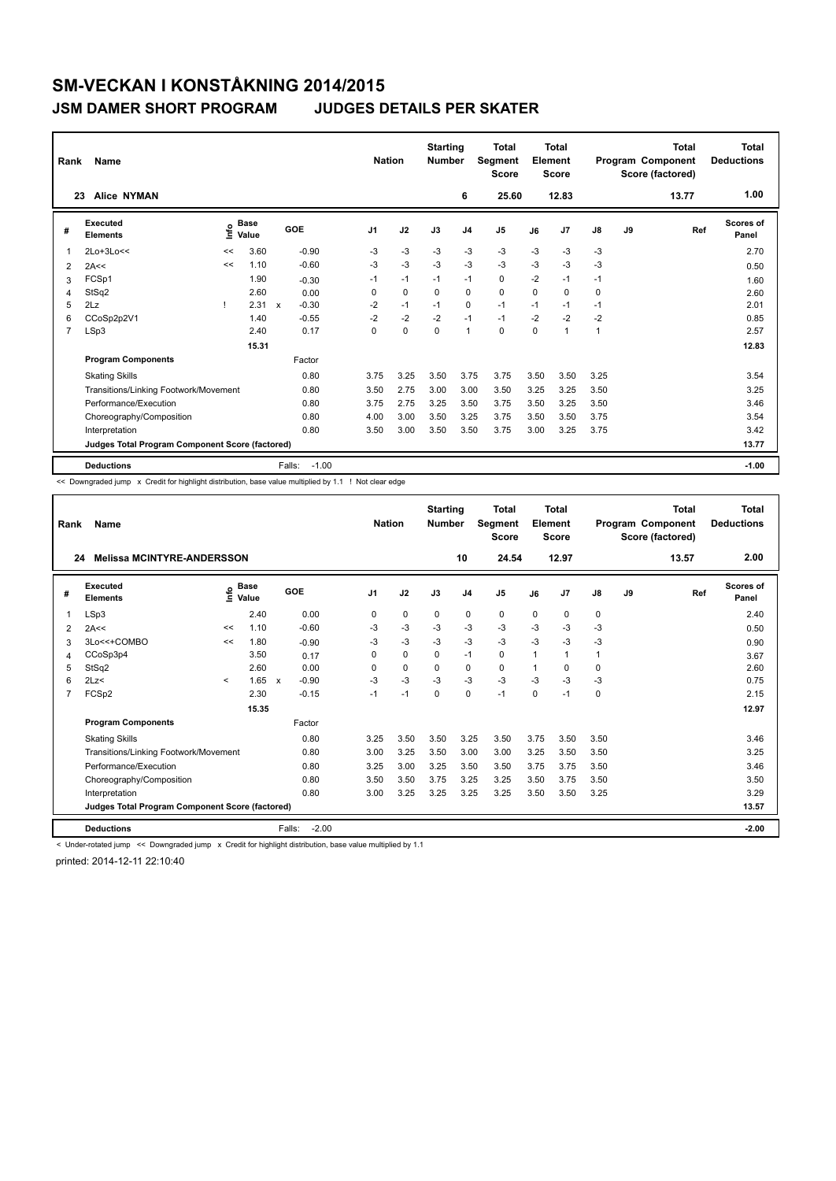# SM-VECKAN I KONSTÅKNING 2014/2015

## JSM DAMER SHORT PROGRAM JUDGES DETAILS PER SKATER

| Rank | Name | Nation | Starting Number | Total Segment Score | Total Element Score | Total Program Component Score (factored) | Total Deductions |
|---|---|---|---|---|---|---|---|
| 23 | Alice NYMAN | | 6 | 25.60 | 12.83 | 13.77 | 1.00 |

| # | Executed Elements | Info | Base Value | | GOE | J1 | J2 | J3 | J4 | J5 | J6 | J7 | J8 | J9 | Ref | Scores of Panel |
|---|---|---|---|---|---|---|---|---|---|---|---|---|---|---|---|---|
| 1 | 2Lo+3Lo<< | << | 3.60 | | -0.90 | -3 | -3 | -3 | -3 | -3 | -3 | -3 | -3 | | | 2.70 |
| 2 | 2A<< | << | 1.10 | | -0.60 | -3 | -3 | -3 | -3 | -3 | -3 | -3 | -3 | | | 0.50 |
| 3 | FCSp1 | | 1.90 | | -0.30 | -1 | -1 | -1 | -1 | 0 | -2 | -1 | -1 | | | 1.60 |
| 4 | StSq2 | | 2.60 | | 0.00 | 0 | 0 | 0 | 0 | 0 | 0 | 0 | 0 | | | 2.60 |
| 5 | 2Lz | ! | 2.31 | x | -0.30 | -2 | -1 | -1 | 0 | -1 | -1 | -1 | -1 | | | 2.01 |
| 6 | CCoSp2p2V1 | | 1.40 | | -0.55 | -2 | -2 | -2 | -1 | -1 | -2 | -2 | -2 | | | 0.85 |
| 7 | LSp3 | | 2.40 | | 0.17 | 0 | 0 | 0 | 1 | 0 | 0 | 1 | 1 | | | 2.57 |
| | | | 15.31 | | | | | | | | | | | | | 12.83 |
| | **Program Components** | | | | Factor | | | | | | | | | | | |
| | Skating Skills | | | | 0.80 | 3.75 | 3.25 | 3.50 | 3.75 | 3.75 | 3.50 | 3.50 | 3.25 | | | 3.54 |
| | Transitions/Linking Footwork/Movement | | | | 0.80 | 3.50 | 2.75 | 3.00 | 3.00 | 3.50 | 3.25 | 3.25 | 3.50 | | | 3.25 |
| | Performance/Execution | | | | 0.80 | 3.75 | 2.75 | 3.25 | 3.50 | 3.75 | 3.50 | 3.25 | 3.50 | | | 3.46 |
| | Choreography/Composition | | | | 0.80 | 4.00 | 3.00 | 3.50 | 3.25 | 3.75 | 3.50 | 3.50 | 3.75 | | | 3.54 |
| | Interpretation | | | | 0.80 | 3.50 | 3.00 | 3.50 | 3.50 | 3.75 | 3.00 | 3.25 | 3.75 | | | 3.42 |
| | **Judges Total Program Component Score (factored)** | | | | | | | | | | | | | | | 13.77 |
| | **Deductions** | | | | Falls: -1.00 | | | | | | | | | | | -1.00 |

<< Downgraded jump x Credit for highlight distribution, base value multiplied by 1.1 ! Not clear edge

| Rank | Name | Nation | Starting Number | Total Segment Score | Total Element Score | Total Program Component Score (factored) | Total Deductions |
|---|---|---|---|---|---|---|---|
| 24 | Melissa MCINTYRE-ANDERSSON | | 10 | 24.54 | 12.97 | 13.57 | 2.00 |

| # | Executed Elements | Info | Base Value | | GOE | J1 | J2 | J3 | J4 | J5 | J6 | J7 | J8 | J9 | Ref | Scores of Panel |
|---|---|---|---|---|---|---|---|---|---|---|---|---|---|---|---|---|
| 1 | LSp3 | | 2.40 | | 0.00 | 0 | 0 | 0 | 0 | 0 | 0 | 0 | 0 | | | 2.40 |
| 2 | 2A<< | << | 1.10 | | -0.60 | -3 | -3 | -3 | -3 | -3 | -3 | -3 | -3 | | | 0.50 |
| 3 | 3Lo<<+COMBO | << | 1.80 | | -0.90 | -3 | -3 | -3 | -3 | -3 | -3 | -3 | -3 | | | 0.90 |
| 4 | CCoSp3p4 | | 3.50 | | 0.17 | 0 | 0 | 0 | -1 | 0 | 1 | 1 | 1 | | | 3.67 |
| 5 | StSq2 | | 2.60 | | 0.00 | 0 | 0 | 0 | 0 | 0 | 1 | 0 | 0 | | | 2.60 |
| 6 | 2Lz< | < | 1.65 | x | -0.90 | -3 | -3 | -3 | -3 | -3 | -3 | -3 | -3 | | | 0.75 |
| 7 | FCSp2 | | 2.30 | | -0.15 | -1 | -1 | 0 | 0 | -1 | 0 | -1 | 0 | | | 2.15 |
| | | | 15.35 | | | | | | | | | | | | | 12.97 |
| | **Program Components** | | | | Factor | | | | | | | | | | | |
| | Skating Skills | | | | 0.80 | 3.25 | 3.50 | 3.50 | 3.25 | 3.50 | 3.75 | 3.50 | 3.50 | | | 3.46 |
| | Transitions/Linking Footwork/Movement | | | | 0.80 | 3.00 | 3.25 | 3.50 | 3.00 | 3.00 | 3.25 | 3.50 | 3.50 | | | 3.25 |
| | Performance/Execution | | | | 0.80 | 3.25 | 3.00 | 3.25 | 3.50 | 3.50 | 3.75 | 3.75 | 3.50 | | | 3.46 |
| | Choreography/Composition | | | | 0.80 | 3.50 | 3.50 | 3.75 | 3.25 | 3.25 | 3.50 | 3.75 | 3.50 | | | 3.50 |
| | Interpretation | | | | 0.80 | 3.00 | 3.25 | 3.25 | 3.25 | 3.25 | 3.50 | 3.50 | 3.25 | | | 3.29 |
| | **Judges Total Program Component Score (factored)** | | | | | | | | | | | | | | | 13.57 |
| | **Deductions** | | | | Falls: -2.00 | | | | | | | | | | | -2.00 |

< Under-rotated jump << Downgraded jump x Credit for highlight distribution, base value multiplied by 1.1

printed: 2014-12-11 22:10:40